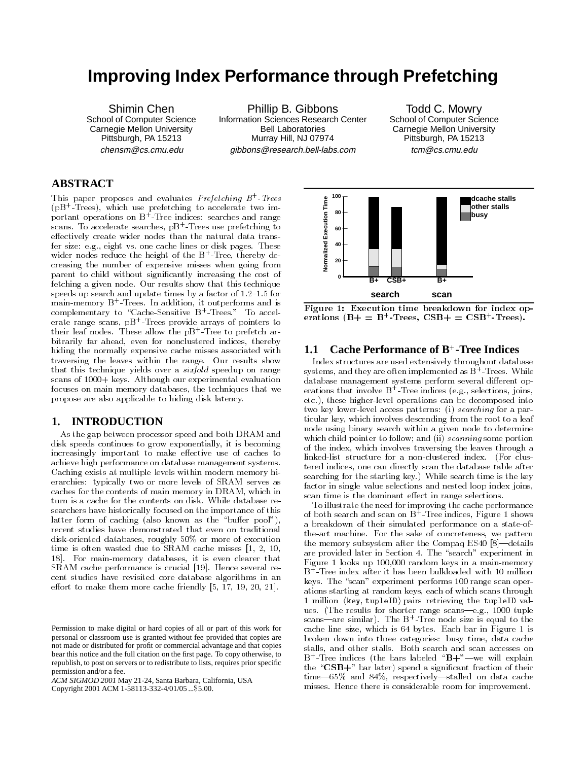# Improving Index Performance through Prefetching

Shimin Chen
School of Computer Science
Carnegie Mellon University
Pittsburgh, PA 15213
chensm@cs.cmu.edu

Phillip B. Gibbons
Information Sciences Research Center
Bell Laboratories
Murray Hill, NJ 07974
gibbons@research.bell-labs.com

Todd C. Mowry
School of Computer Science
Carnegie Mellon University
Pittsburgh, PA 15213
tcm@cs.cmu.edu

## ABSTRACT

This paper proposes and evaluates *Prefetching $B^+$-Trees* (p$B^+$-Trees), which use prefetching to accelerate two important operations on $B^+$-Tree indices: searches and range scans. To accelerate searches, p$B^+$-Trees use prefetching to effectively create wider nodes than the natural data transfer size: e.g., eight vs. one cache lines or disk pages. These wider nodes reduce the height of the $B^+$-Tree, thereby decreasing the number of expensive misses when going from parent to child without significantly increasing the cost of fetching a given node. Our results show that this technique speeds up search and update times by a factor of 1.2–1.5 for main-memory $B^+$-Trees. In addition, it outperforms and is complementary to "Cache-Sensitive $B^+$-Trees." To accelerate range scans, p$B^+$-Trees provide arrays of pointers to their leaf nodes. These allow the p$B^+$-Tree to prefetch arbitrarily far ahead, even for nonclustered indices, thereby hiding the normally expensive cache misses associated with traversing the leaves within the range. Our results show that this technique yields over a *sixfold* speedup on range scans of 1000+ keys. Although our experimental evaluation focuses on main memory databases, the techniques that we propose are also applicable to hiding disk latency.

## 1. INTRODUCTION

As the gap between processor speed and both DRAM and disk speeds continues to grow exponentially, it is becoming increasingly important to make effective use of caches to achieve high performance on database management systems. Caching exists at multiple levels within modern memory hierarchies: typically two or more levels of SRAM serves as caches for the contents of main memory in DRAM, which in turn is a cache for the contents on disk. While database researchers have historically focused on the importance of this latter form of caching (also known as the "buffer pool"), recent studies have demonstrated that even on traditional disk-oriented databases, roughly 50% or more of execution time is often wasted due to SRAM cache misses [1, 2, 10, 18]. For main-memory databases, it is even clearer that SRAM cache performance is crucial [19]. Hence several recent studies have revisited core database algorithms in an effort to make them more cache friendly [5, 17, 19, 20, 21].

Permission to make digital or hard copies of all or part of this work for personal or classroom use is granted without fee provided that copies are not made or distributed for profit or commercial advantage and that copies bear this notice and the full citation on the first page. To copy otherwise, to republish, to post on servers or to redistribute to lists, requires prior specific permission and/or a fee.
*ACM SIGMOD 2001* May 21-24, Santa Barbara, California, USA
Copyright 2001 ACM 1-58113-332-4/01/05 ...$5.00.

Figure 1: Execution time breakdown for index operations (B+ = $B^+$-Trees, CSB+ = CSB$^+$-Trees).

### 1.1 Cache Performance of $B^+$-Tree Indices

Index structures are used extensively throughout database systems, and they are often implemented as $B^+$-Trees. While database management systems perform several different operations that involve $B^+$-Tree indices (e.g., selections, joins, etc.), these higher-level operations can be decomposed into two key lower-level access patterns: (i) *searching* for a particular key, which involves descending from the root to a leaf node using binary search within a given node to determine which child pointer to follow; and (ii) *scanning* some portion of the index, which involves traversing the leaves through a linked-list structure for a non-clustered index. (For clustered indices, one can directly scan the database table after searching for the starting key.) While search time is the key factor in single value selections and nested loop index joins, scan time is the dominant effect in range selections.

To illustrate the need for improving the cache performance of both search and scan on $B^+$-Tree indices, Figure 1 shows a breakdown of their simulated performance on a state-of-the-art machine. For the sake of concreteness, we pattern the memory subsystem after the Compaq ES40 [8]—details are provided later in Section 4. The "search" experiment in Figure 1 looks up 100,000 random keys in a main-memory $B^+$-Tree index after it has been bulkloaded with 10 million keys. The "scan" experiment performs 100 range scan operations starting at random keys, each of which scans through 1 million ⟨key, tupleID⟩ pairs retrieving the tupleID values. (The results for shorter range scans—e.g., 1000 tuple scans—are similar). The $B^+$-Tree node size is equal to the cache line size, which is 64 bytes. Each bar in Figure 1 is broken down into three categories: busy time, data cache stalls, and other stalls. Both search and scan accesses on $B^+$-Tree indices (the bars labeled "**B+**"—we will explain the "**CSB+**" bar later) spend a significant fraction of their time—65% and 84%, respectively—stalled on data cache misses. Hence there is considerable room for improvement.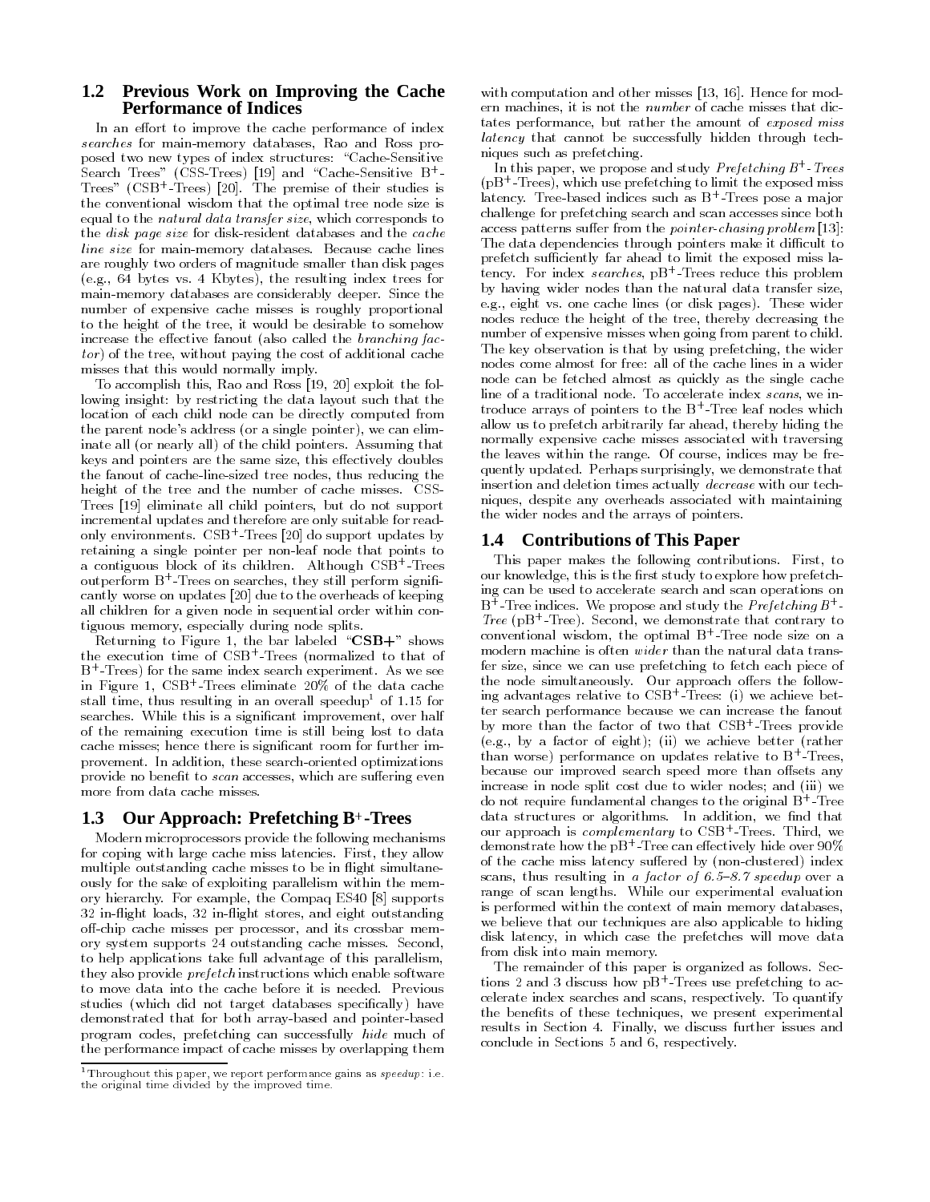### 1.2 Previous Work on Improving the Cache Performance of Indices

In an effort to improve the cache performance of index *searches* for main-memory databases, Rao and Ross proposed two new types of index structures: "Cache-Sensitive Search Trees" (CSS-Trees) [19] and "Cache-Sensitive B$^+$-Trees" (CSB$^+$-Trees) [20]. The premise of their studies is the conventional wisdom that the optimal tree node size is equal to the *natural data transfer size*, which corresponds to the *disk page size* for disk-resident databases and the *cache line size* for main-memory databases. Because cache lines are roughly two orders of magnitude smaller than disk pages (e.g., 64 bytes vs. 4 Kbytes), the resulting index trees for main-memory databases are considerably deeper. Since the number of expensive cache misses is roughly proportional to the height of the tree, it would be desirable to somehow increase the effective fanout (also called the *branching factor*) of the tree, without paying the cost of additional cache misses that this would normally imply.

To accomplish this, Rao and Ross [19, 20] exploit the following insight: by restricting the data layout such that the location of each child node can be directly computed from the parent node's address (or a single pointer), we can eliminate all (or nearly all) of the child pointers. Assuming that keys and pointers are the same size, this effectively doubles the fanout of cache-line-sized tree nodes, thus reducing the height of the tree and the number of cache misses. CSS-Trees [19] eliminate all child pointers, but do not support incremental updates and therefore are only suitable for read-only environments. CSB$^+$-Trees [20] do support updates by retaining a single pointer per non-leaf node that points to a contiguous block of its children. Although CSB$^+$-Trees outperform B$^+$-Trees on searches, they still perform significantly worse on updates [20] due to the overheads of keeping all children for a given node in sequential order within contiguous memory, especially during node splits.

Returning to Figure 1, the bar labeled "**CSB+**" shows the execution time of CSB$^+$-Trees (normalized to that of B$^+$-Trees) for the same index search experiment. As we see in Figure 1, CSB$^+$-Trees eliminate 20% of the data cache stall time, thus resulting in an overall speedup[1] of 1.15 for searches. While this is a significant improvement, over half of the remaining execution time is still being lost to data cache misses; hence there is significant room for further improvement. In addition, these search-oriented optimizations provide no benefit to *scan* accesses, which are suffering even more from data cache misses.

### 1.3 Our Approach: Prefetching B$^+$-Trees

Modern microprocessors provide the following mechanisms for coping with large cache miss latencies. First, they allow multiple outstanding cache misses to be in flight simultaneously for the sake of exploiting parallelism within the memory hierarchy. For example, the Compaq ES40 [8] supports 32 in-flight loads, 32 in-flight stores, and eight outstanding off-chip cache misses per processor, and its crossbar memory system supports 24 outstanding cache misses. Second, to help applications take full advantage of this parallelism, they also provide *prefetch* instructions which enable software to move data into the cache before it is needed. Previous studies (which did not target databases specifically) have demonstrated that for both array-based and pointer-based program codes, prefetching can successfully *hide* much of the performance impact of cache misses by overlapping them with computation and other misses [13, 16]. Hence for modern machines, it is not the *number* of cache misses that dictates performance, but rather the amount of *exposed miss latency* that cannot be successfully hidden through techniques such as prefetching.

In this paper, we propose and study *Prefetching B$^+$-Trees* (pB$^+$-Trees), which use prefetching to limit the exposed miss latency. Tree-based indices such as B$^+$-Trees pose a major challenge for prefetching search and scan accesses since both access patterns suffer from the *pointer-chasing problem* [13]: The data dependencies through pointers make it difficult to prefetch sufficiently far ahead to limit the exposed miss latency. For index *searches*, pB$^+$-Trees reduce this problem by having wider nodes than the natural data transfer size, e.g., eight vs. one cache lines (or disk pages). These wider nodes reduce the height of the tree, thereby decreasing the number of expensive misses when going from parent to child. The key observation is that by using prefetching, the wider nodes come almost for free: all of the cache lines in a wider node can be fetched almost as quickly as the single cache line of a traditional node. To accelerate index *scans*, we introduce arrays of pointers to the B$^+$-Tree leaf nodes which allow us to prefetch arbitrarily far ahead, thereby hiding the normally expensive cache misses associated with traversing the leaves within the range. Of course, indices may be frequently updated. Perhaps surprisingly, we demonstrate that insertion and deletion times actually *decrease* with our techniques, despite any overheads associated with maintaining the wider nodes and the arrays of pointers.

### 1.4 Contributions of This Paper

This paper makes the following contributions. First, to our knowledge, this is the first study to explore how prefetching can be used to accelerate search and scan operations on B$^+$-Tree indices. We propose and study the *Prefetching B$^+$-Tree* (pB$^+$-Tree). Second, we demonstrate that contrary to conventional wisdom, the optimal B$^+$-Tree node size on a modern machine is often *wider* than the natural data transfer size, since we can use prefetching to fetch each piece of the node simultaneously. Our approach offers the following advantages relative to CSB$^+$-Trees: (i) we achieve better search performance because we can increase the fanout by more than the factor of two that CSB$^+$-Trees provide (e.g., by a factor of eight); (ii) we achieve better (rather than worse) performance on updates relative to B$^+$-Trees, because our improved search speed more than offsets any increase in node split cost due to wider nodes; and (iii) we do not require fundamental changes to the original B$^+$-Tree data structures or algorithms. In addition, we find that our approach is *complementary* to CSB$^+$-Trees. Third, we demonstrate how the pB$^+$-Tree can effectively hide over 90% of the cache miss latency suffered by (non-clustered) index scans, thus resulting in *a factor of 6.5–8.7 speedup* over a range of scan lengths. While our experimental evaluation is performed within the context of main memory databases, we believe that our techniques are also applicable to hiding disk latency, in which case the prefetches will move data from disk into main memory.

The remainder of this paper is organized as follows. Sections 2 and 3 discuss how pB$^+$-Trees use prefetching to accelerate index searches and scans, respectively. To quantify the benefits of these techniques, we present experimental results in Section 4. Finally, we discuss further issues and conclude in Sections 5 and 6, respectively.

[1] Throughout this paper, we report performance gains as *speedup*: i.e. the original time divided by the improved time.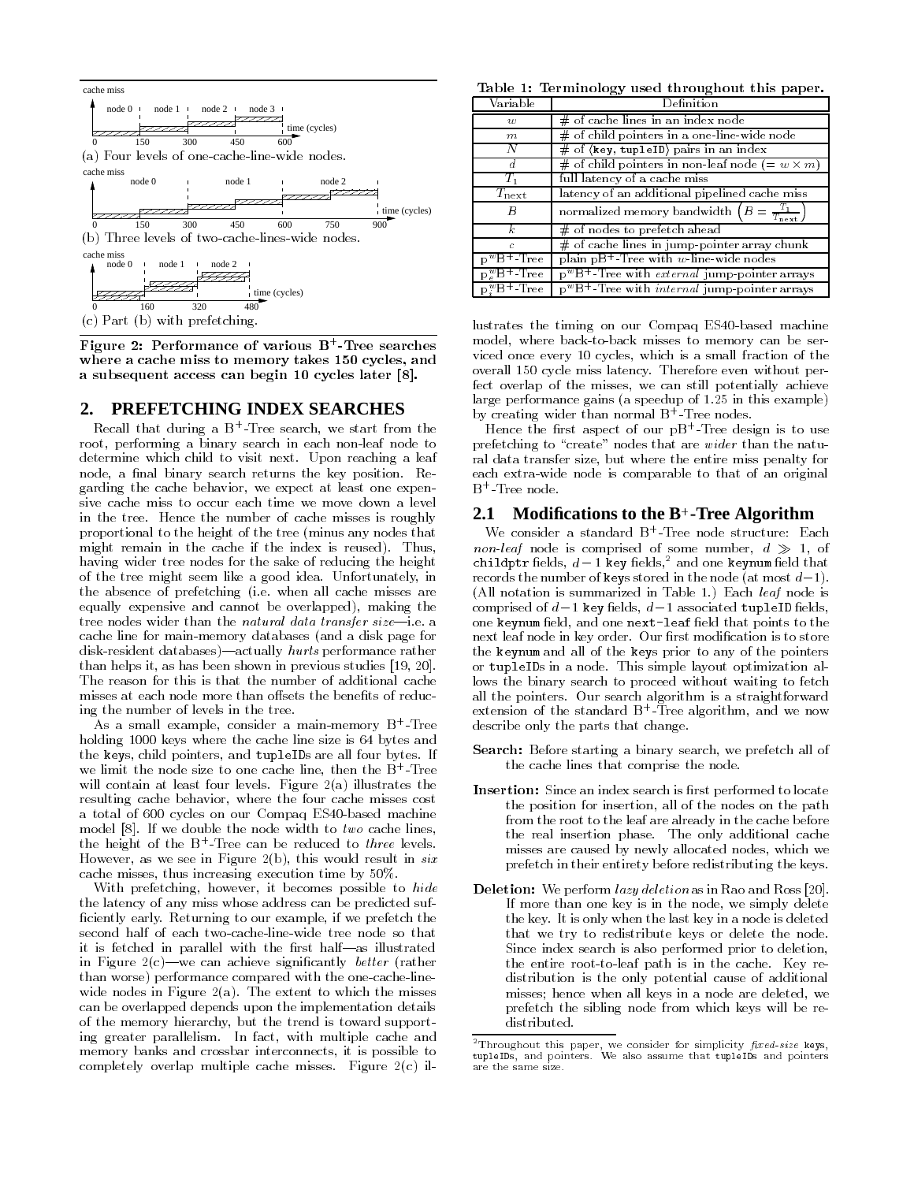cache miss

node 0 | node 1 | node 2 | node 3

time (cycles)

0 150 300 450 600

(a) Four levels of one-cache-line-wide nodes.

cache miss

node 0 | node 1 | node 2

time (cycles)

0 150 300 450 600 750 900

(b) Three levels of two-cache-lines-wide nodes.

cache miss

node 0 | node 1 | node 2

time (cycles)

0 160 320 480

(c) Part (b) with prefetching.

**Figure 2: Performance of various B+-Tree searches where a cache miss to memory takes 150 cycles, and a subsequent access can begin 10 cycles later [8].**

## 2. PREFETCHING INDEX SEARCHES

Recall that during a B+-Tree search, we start from the root, performing a binary search in each non-leaf node to determine which child to visit next. Upon reaching a leaf node, a final binary search returns the key position. Regarding the cache behavior, we expect at least one expensive cache miss to occur each time we move down a level in the tree. Hence the number of cache misses is roughly proportional to the height of the tree (minus any nodes that might remain in the cache if the index is reused). Thus, having wider tree nodes for the sake of reducing the height of the tree might seem like a good idea. Unfortunately, in the absence of prefetching (i.e. when all cache misses are equally expensive and cannot be overlapped), making the tree nodes wider than the *natural data transfer size*—i.e. a cache line for main-memory databases (and a disk page for disk-resident databases)—actually *hurts* performance rather than helps it, as has been shown in previous studies [19, 20]. The reason for this is that the number of additional cache misses at each node more than offsets the benefits of reducing the number of levels in the tree.

As a small example, consider a main-memory B+-Tree holding 1000 keys where the cache line size is 64 bytes and the keys, child pointers, and tupleIDs are all four bytes. If we limit the node size to one cache line, then the B+-Tree will contain at least four levels. Figure 2(a) illustrates the resulting cache behavior, where the four cache misses cost a total of 600 cycles on our Compaq ES40-based machine model [8]. If we double the node width to *two* cache lines, the height of the B+-Tree can be reduced to *three* levels. However, as we see in Figure 2(b), this would result in *six* cache misses, thus increasing execution time by 50%.

With prefetching, however, it becomes possible to *hide* the latency of any miss whose address can be predicted sufficiently early. Returning to our example, if we prefetch the second half of each two-cache-line-wide tree node so that it is fetched in parallel with the first half—as illustrated in Figure 2(c)—we can achieve significantly *better* (rather than worse) performance compared with the one-cache-line-wide nodes in Figure 2(a). The extent to which the misses can be overlapped depends upon the implementation details of the memory hierarchy, but the trend is toward supporting greater parallelism. In fact, with multiple cache and memory banks and crossbar interconnects, it is possible to completely overlap multiple cache misses. Figure 2(c) illustrates the timing on our Compaq ES40-based machine model, where back-to-back misses to memory can be serviced once every 10 cycles, which is a small fraction of the overall 150 cycle miss latency. Therefore even without perfect overlap of the misses, we can still potentially achieve large performance gains (a speedup of 1.25 in this example) by creating wider than normal B+-Tree nodes.

Hence the first aspect of our pB+-Tree design is to use prefetching to "create" nodes that are *wider* than the natural data transfer size, but where the entire miss penalty for each extra-wide node is comparable to that of an original B+-Tree node.

**Table 1: Terminology used throughout this paper.**

| Variable | Definition |
|---|---|
| $w$ | # of cache lines in an index node |
| $m$ | # of child pointers in a one-line-wide node |
| $N$ | # of ⟨key, tupleID⟩ pairs in an index |
| $d$ | # of child pointers in non-leaf node ($= w \times m$) |
| $T_1$ | full latency of a cache miss |
| $T_{\text{next}}$ | latency of an additional pipelined cache miss |
| $B$ | normalized memory bandwidth $\left(B = \frac{T_1}{T_{\text{next}}}\right)$ |
| $k$ | # of nodes to prefetch ahead |
| $c$ | # of cache lines in jump-pointer array chunk |
| $\text{p}^w\text{B}^+$-Tree | plain pB+-Tree with $w$-line-wide nodes |
| $\text{p}^w_e\text{B}^+$-Tree | $\text{p}^w\text{B}^+$-Tree with *external* jump-pointer arrays |
| $\text{p}^w_i\text{B}^+$-Tree | $\text{p}^w\text{B}^+$-Tree with *internal* jump-pointer arrays |

### 2.1 Modifications to the B+-Tree Algorithm

We consider a standard B+-Tree node structure: Each *non-leaf* node is comprised of some number, $d \gg 1$, of childptr fields, $d-1$ key fields,[2] and one keynum field that records the number of keys stored in the node (at most $d-1$). (All notation is summarized in Table 1.) Each *leaf* node is comprised of $d-1$ key fields, $d-1$ associated tupleID fields, one keynum field, and one next-leaf field that points to the next leaf node in key order. Our first modification is to store the keynum and all of the keys prior to any of the pointers or tupleIDs in a node. This simple layout optimization allows the binary search to proceed without waiting to fetch all the pointers. Our search algorithm is a straightforward extension of the standard B+-Tree algorithm, and we now describe only the parts that change.

**Search:** Before starting a binary search, we prefetch all of the cache lines that comprise the node.

**Insertion:** Since an index search is first performed to locate the position for insertion, all of the nodes on the path from the root to the leaf are already in the cache before the real insertion phase. The only additional cache misses are caused by newly allocated nodes, which we prefetch in their entirety before redistributing the keys.

**Deletion:** We perform *lazy deletion* as in Rao and Ross [20]. If more than one key is in the node, we simply delete the key. It is only when the last key in a node is deleted that we try to redistribute keys or delete the node. Since index search is also performed prior to deletion, the entire root-to-leaf path is in the cache. Key redistribution is the only potential cause of additional misses; hence when all keys in a node are deleted, we prefetch the sibling node from which keys will be redistributed.

[2] Throughout this paper, we consider for simplicity *fixed-size* keys, tupleIDs, and pointers. We also assume that tupleIDs and pointers are the same size.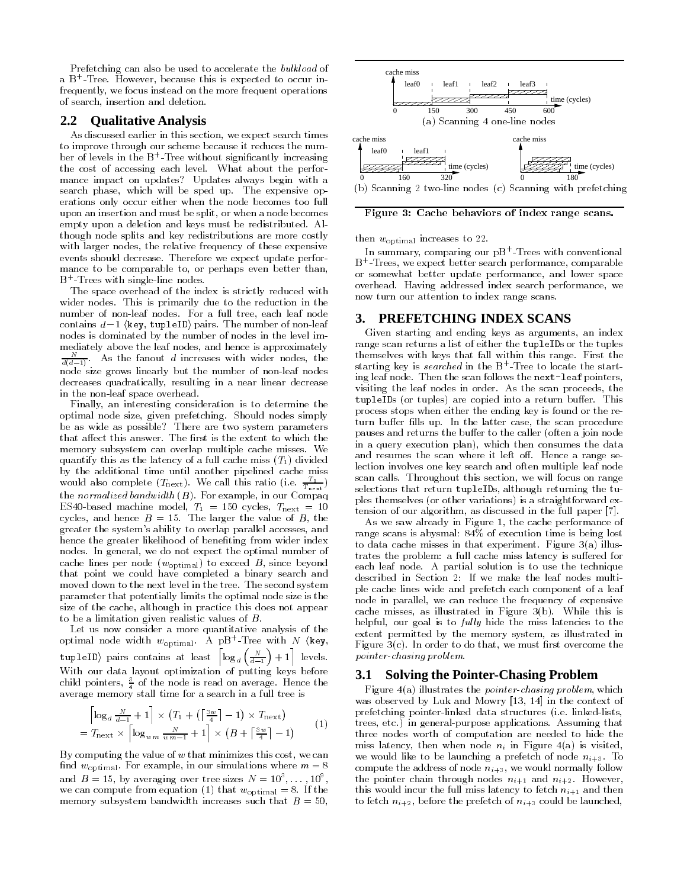Prefetching can also be used to accelerate the *bulkload* of a B$^+$-Tree. However, because this is expected to occur infrequently, we focus instead on the more frequent operations of search, insertion and deletion.

## 2.2 Qualitative Analysis

As discussed earlier in this section, we expect search times to improve through our scheme because it reduces the number of levels in the B$^+$-Tree without significantly increasing the cost of accessing each level. What about the performance impact on updates? Updates always begin with a search phase, which will be sped up. The expensive operations only occur either when the node becomes too full upon an insertion and must be split, or when a node becomes empty upon a deletion and keys must be redistributed. Although node splits and key redistributions are more costly with larger nodes, the relative frequency of these expensive events should decrease. Therefore we expect update performance to be comparable to, or perhaps even better than, B$^+$-Trees with single-line nodes.

The space overhead of the index is strictly reduced with wider nodes. This is primarily due to the reduction in the number of non-leaf nodes. For a full tree, each leaf node contains $d-1$ ⟨key, tupleID⟩ pairs. The number of non-leaf nodes is dominated by the number of nodes in the level immediately above the leaf nodes, and hence is approximately $\frac{N}{d(d-1)}$. As the fanout $d$ increases with wider nodes, the node size grows linearly but the number of non-leaf nodes decreases quadratically, resulting in a near linear decrease in the non-leaf space overhead.

Finally, an interesting consideration is to determine the optimal node size, given prefetching. Should nodes simply be as wide as possible? There are two system parameters that affect this answer. The first is the extent to which the memory subsystem can overlap multiple cache misses. We quantify this as the latency of a full cache miss ($T_1$) divided by the additional time until another pipelined cache miss would also complete ($T_{\text{next}}$). We call this ratio (i.e. $\frac{T_1}{T_{\text{next}}}$) the *normalized bandwidth* ($B$). For example, in our Compaq ES40-based machine model, $T_1 = 150$ cycles, $T_{\text{next}} = 10$ cycles, and hence $B = 15$. The larger the value of $B$, the greater the system's ability to overlap parallel accesses, and hence the greater likelihood of benefiting from wider index nodes. In general, we do not expect the optimal number of cache lines per node ($w_{\text{optimal}}$) to exceed $B$, since beyond that point we could have completed a binary search and moved down to the next level in the tree. The second system parameter that potentially limits the optimal node size is the size of the cache, although in practice this does not appear to be a limitation given realistic values of $B$.

Let us now consider a more quantitative analysis of the optimal node width $w_{\text{optimal}}$. A pB$^+$-Tree with $N$ ⟨key, tupleID⟩ pairs contains at least $\left\lceil \log_d \left(\frac{N}{d-1}\right) + 1 \right\rceil$ levels. With our data layout optimization of putting keys before child pointers, $\frac{3}{4}$ of the node is read on average. Hence the average memory stall time for a search in a full tree is

$$
\begin{aligned}
&\left\lceil \log_d \tfrac{N}{d-1} + 1 \right\rceil \times \left(T_1 + \left(\left\lceil \tfrac{3w}{4} \right\rceil - 1\right) \times T_{\text{next}}\right) \\
&= T_{\text{next}} \times \left\lceil \log_{wm} \tfrac{N}{wm-1} + 1 \right\rceil \times \left(B + \left\lceil \tfrac{3w}{4} \right\rceil - 1\right)
\end{aligned}
\qquad (1)
$$

By computing the value of $w$ that minimizes this cost, we can find $w_{\text{optimal}}$. For example, in our simulations where $m = 8$ and $B = 15$, by averaging over tree sizes $N = 10^3, \ldots, 10^9$, we can compute from equation (1) that $w_{\text{optimal}} = 8$. If the memory subsystem bandwidth increases such that $B = 50$, then $w_{\text{optimal}}$ increases to 22.

In summary, comparing our pB$^+$-Trees with conventional B$^+$-Trees, we expect better search performance, comparable or somewhat better update performance, and lower space overhead. Having addressed index search performance, we now turn our attention to index range scans.

(a) Scanning 4 one-line nodes

(b) Scanning 2 two-line nodes (c) Scanning with prefetching

**Figure 3: Cache behaviors of index range scans.**

# 3. PREFETCHING INDEX SCANS

Given starting and ending keys as arguments, an index range scan returns a list of either the tupleIDs or the tuples themselves with keys that fall within this range. First the starting key is *searched* in the B$^+$-Tree to locate the starting leaf node. Then the scan follows the next-leaf pointers, visiting the leaf nodes in order. As the scan proceeds, the tupleIDs (or tuples) are copied into a return buffer. This process stops when either the ending key is found or the return buffer fills up. In the latter case, the scan procedure pauses and returns the buffer to the caller (often a join node in a query execution plan), which then consumes the data and resumes the scan where it left off. Hence a range selection involves one key search and often multiple leaf node scan calls. Throughout this section, we will focus on range selections that return tupleIDs, although returning the tuples themselves (or other variations) is a straightforward extension of our algorithm, as discussed in the full paper [7].

As we saw already in Figure 1, the cache performance of range scans is abysmal: 84% of execution time is being lost to data cache misses in that experiment. Figure 3(a) illustrates the problem: a full cache miss latency is suffered for each leaf node. A partial solution is to use the technique described in Section 2: If we make the leaf nodes multiple cache lines wide and prefetch each component of a leaf node in parallel, we can reduce the frequency of expensive cache misses, as illustrated in Figure 3(b). While this is helpful, our goal is to *fully* hide the miss latencies to the extent permitted by the memory system, as illustrated in Figure 3(c). In order to do that, we must first overcome the *pointer-chasing problem*.

## 3.1 Solving the Pointer-Chasing Problem

Figure 4(a) illustrates the *pointer-chasing problem*, which was observed by Luk and Mowry [13, 14] in the context of prefetching pointer-linked data structures (i.e. linked-lists, trees, etc.) in general-purpose applications. Assuming that three nodes worth of computation are needed to hide the miss latency, then when node $n_i$ in Figure 4(a) is visited, we would like to be launching a prefetch of node $n_{i+3}$. To compute the address of node $n_{i+3}$, we would normally follow the pointer chain through nodes $n_{i+1}$ and $n_{i+2}$. However, this would incur the full miss latency to fetch $n_{i+1}$ and then to fetch $n_{i+2}$, before the prefetch of $n_{i+3}$ could be launched,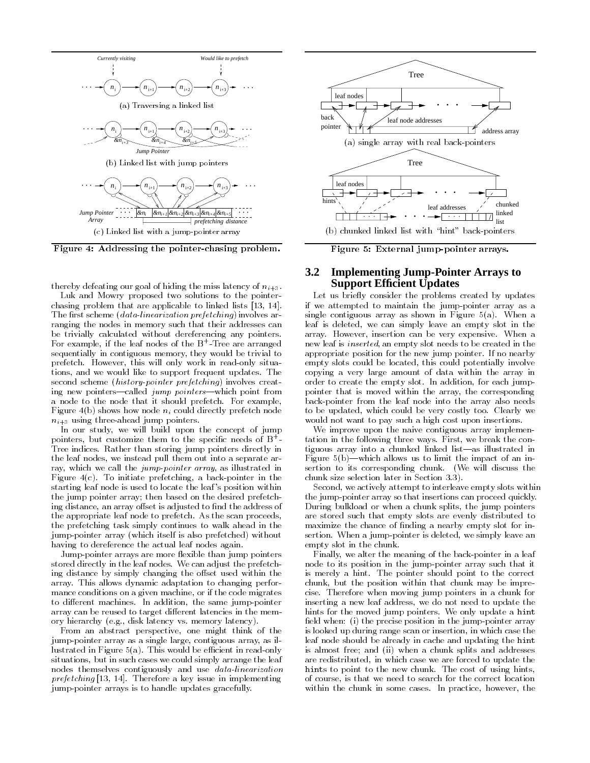Currently visiting

Would like to prefetch

$n_i$ $n_{i+1}$ $n_{i+2}$ $n_{i+3}$

(a) Traversing a linked list

$n_i$ $n_{i+1}$ $n_{i+2}$ $n_{i+3}$

$\&n_{i+3}$ $\&n_{i+4}$ $\&n_{i+5}$

Jump Pointer

(b) Linked list with jump pointers

$n_i$ $n_{i+1}$ $n_{i+2}$ $n_{i+3}$

Jump Pointer Array

$\&n_i$ $\&n_{i+1}$ $\&n_{i+2}$ $\&n_{i+3}$ $\&n_{i+4}$ $\&n_{i+5}$

prefetching distance

(c) Linked list with a jump-pointer array

**Figure 4: Addressing the pointer-chasing problem.**

Tree

leaf nodes

back pointer

leaf node addresses

address array

(a) single array with real back-pointers

Tree

leaf nodes

hints

leaf addresses

chunked linked list

(b) chunked linked list with "hint" back-pointers

**Figure 5: External jump-pointer arrays.**

thereby defeating our goal of hiding the miss latency of $n_{i+3}$.

Luk and Mowry proposed two solutions to the pointer-chasing problem that are applicable to linked lists [13, 14]. The first scheme (*data-linearization prefetching*) involves arranging the nodes in memory such that their addresses can be trivially calculated without dereferencing any pointers. For example, if the leaf nodes of the B$^+$-Tree are arranged sequentially in contiguous memory, they would be trivial to prefetch. However, this will only work in read-only situations, and we would like to support frequent updates. The second scheme (*history-pointer prefetching*) involves creating new pointers—called *jump pointers*—which point from a node to the node that it should prefetch. For example, Figure 4(b) shows how node $n_i$ could directly prefetch node $n_{i+3}$ using three-ahead jump pointers.

In our study, we will build upon the concept of jump pointers, but customize them to the specific needs of B$^+$-Tree indices. Rather than storing jump pointers directly in the leaf nodes, we instead pull them out into a separate array, which we call the *jump-pointer array*, as illustrated in Figure 4(c). To initiate prefetching, a back-pointer in the starting leaf node is used to locate the leaf's position within the jump pointer array; then based on the desired prefetching distance, an array offset is adjusted to find the address of the appropriate leaf node to prefetch. As the scan proceeds, the prefetching task simply continues to walk ahead in the jump-pointer array (which itself is also prefetched) without having to dereference the actual leaf nodes again.

Jump-pointer arrays are more flexible than jump pointers stored directly in the leaf nodes. We can adjust the prefetching distance by simply changing the offset used within the array. This allows dynamic adaptation to changing performance conditions on a given machine, or if the code migrates to different machines. In addition, the same jump-pointer array can be reused to target different latencies in the memory hierarchy (e.g., disk latency vs. memory latency).

From an abstract perspective, one might think of the jump-pointer array as a single large, contiguous array, as illustrated in Figure 5(a). This would be efficient in read-only situations, but in such cases we could simply arrange the leaf nodes themselves contiguously and use *data-linearization prefetching* [13, 14]. Therefore a key issue in implementing jump-pointer arrays is to handle updates gracefully.

## 3.2 Implementing Jump-Pointer Arrays to Support Efficient Updates

Let us briefly consider the problems created by updates if we attempted to maintain the jump-pointer array as a single contiguous array as shown in Figure 5(a). When a leaf is deleted, we can simply leave an empty slot in the array. However, insertion can be very expensive. When a new leaf is *inserted*, an empty slot needs to be created in the appropriate position for the new jump pointer. If no nearby empty slots could be located, this could potentially involve copying a very large amount of data within the array in order to create the empty slot. In addition, for each jump-pointer that is moved within the array, the corresponding back-pointer from the leaf node into the array also needs to be updated, which could be very costly too. Clearly we would not want to pay such a high cost upon insertions.

We improve upon the naive contiguous array implementation in the following three ways. First, we break the contiguous array into a chunked linked list—as illustrated in Figure 5(b)—which allows us to limit the impact of an insertion to its corresponding chunk. (We will discuss the chunk size selection later in Section 3.3).

Second, we actively attempt to interleave empty slots within the jump-pointer array so that insertions can proceed quickly. During bulkload or when a chunk splits, the jump pointers are stored such that empty slots are evenly distributed to maximize the chance of finding a nearby empty slot for insertion. When a jump-pointer is deleted, we simply leave an empty slot in the chunk.

Finally, we alter the meaning of the back-pointer in a leaf node to its position in the jump-pointer array such that it is merely a hint. The pointer should point to the correct chunk, but the position within that chunk may be imprecise. Therefore when moving jump pointers in a chunk for inserting a new leaf address, we do not need to update the hints for the moved jump pointers. We only update a `hint` field when: (i) the precise position in the jump-pointer array is looked up during range scan or insertion, in which case the leaf node should be already in cache and updating the `hint` is almost free; and (ii) when a chunk splits and addresses are redistributed, in which case we are forced to update the `hints` to point to the new chunk. The cost of using hints, of course, is that we need to search for the correct location within the chunk in some cases. In practice, however, the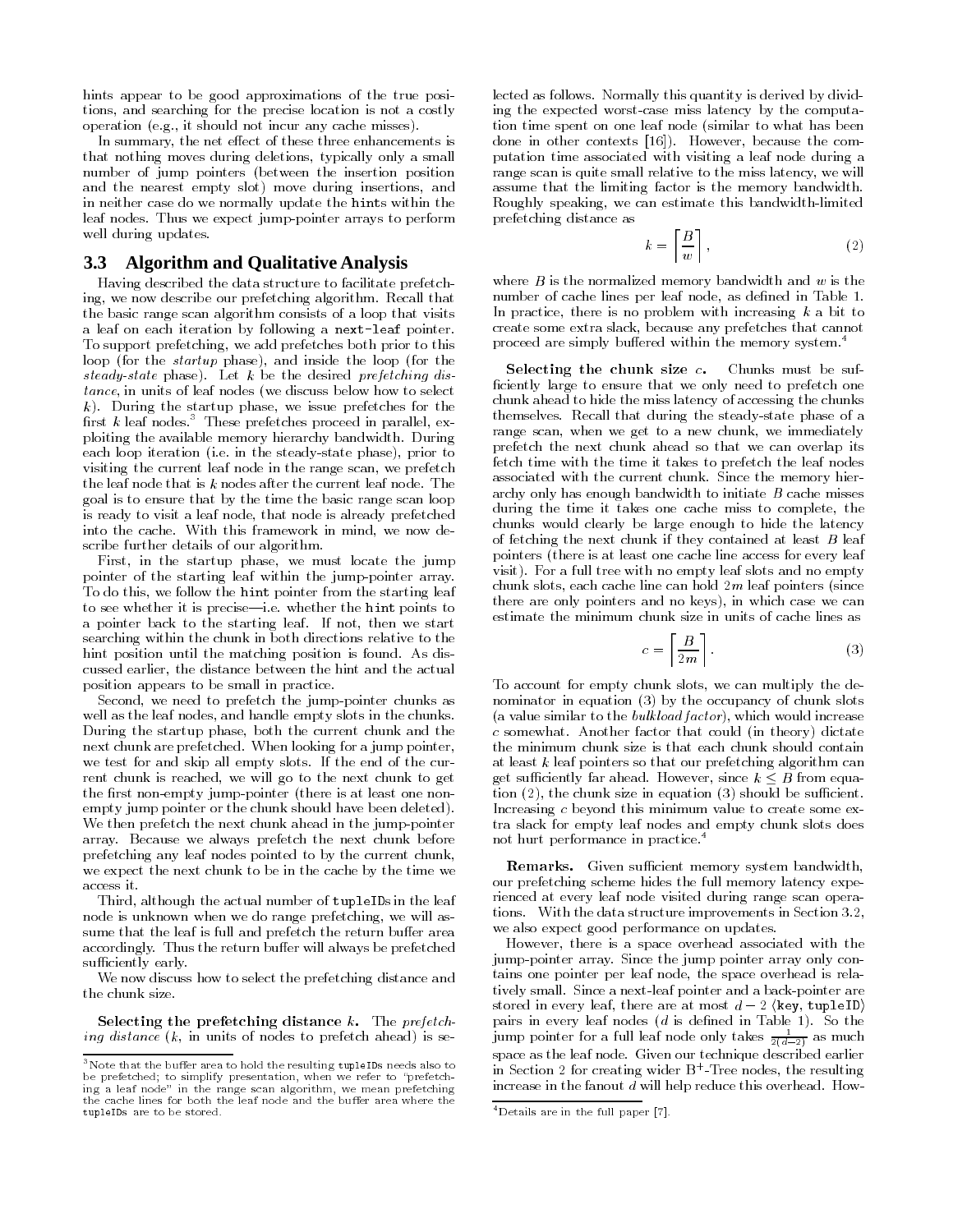hints appear to be good approximations of the true positions, and searching for the precise location is not a costly operation (e.g., it should not incur any cache misses).

In summary, the net effect of these three enhancements is that nothing moves during deletions, typically only a small number of jump pointers (between the insertion position and the nearest empty slot) move during insertions, and in neither case do we normally update the hints within the leaf nodes. Thus we expect jump-pointer arrays to perform well during updates.

## 3.3 Algorithm and Qualitative Analysis

Having described the data structure to facilitate prefetching, we now describe our prefetching algorithm. Recall that the basic range scan algorithm consists of a loop that visits a leaf on each iteration by following a next-leaf pointer. To support prefetching, we add prefetches both prior to this loop (for the *startup* phase), and inside the loop (for the *steady-state* phase). Let $k$ be the desired *prefetching distance*, in units of leaf nodes (we discuss below how to select $k$). During the startup phase, we issue prefetches for the first $k$ leaf nodes.[3] These prefetches proceed in parallel, exploiting the available memory hierarchy bandwidth. During each loop iteration (i.e. in the steady-state phase), prior to visiting the current leaf node in the range scan, we prefetch the leaf node that is $k$ nodes after the current leaf node. The goal is to ensure that by the time the basic range scan loop is ready to visit a leaf node, that node is already prefetched into the cache. With this framework in mind, we now describe further details of our algorithm.

First, in the startup phase, we must locate the jump pointer of the starting leaf within the jump-pointer array. To do this, we follow the hint pointer from the starting leaf to see whether it is precise—i.e. whether the hint points to a pointer back to the starting leaf. If not, then we start searching within the chunk in both directions relative to the hint position until the matching position is found. As discussed earlier, the distance between the hint and the actual position appears to be small in practice.

Second, we need to prefetch the jump-pointer chunks as well as the leaf nodes, and handle empty slots in the chunks. During the startup phase, both the current chunk and the next chunk are prefetched. When looking for a jump pointer, we test for and skip all empty slots. If the end of the current chunk is reached, we will go to the next chunk to get the first non-empty jump-pointer (there is at least one non-empty jump pointer or the chunk should have been deleted). We then prefetch the next chunk ahead in the jump-pointer array. Because we always prefetch the next chunk before prefetching any leaf nodes pointed to by the current chunk, we expect the next chunk to be in the cache by the time we access it.

Third, although the actual number of tupleIDs in the leaf node is unknown when we do range prefetching, we will assume that the leaf is full and prefetch the return buffer area accordingly. Thus the return buffer will always be prefetched sufficiently early.

We now discuss how to select the prefetching distance and the chunk size.

**Selecting the prefetching distance $k$.** The *prefetching distance* ($k$, in units of nodes to prefetch ahead) is selected as follows. Normally this quantity is derived by dividing the expected worst-case miss latency by the computation time spent on one leaf node (similar to what has been done in other contexts [16]). However, because the computation time associated with visiting a leaf node during a range scan is quite small relative to the miss latency, we will assume that the limiting factor is the memory bandwidth. Roughly speaking, we can estimate this bandwidth-limited prefetching distance as

$$k = \left\lceil \frac{B}{w} \right\rceil, \tag{2}$$

where $B$ is the normalized memory bandwidth and $w$ is the number of cache lines per leaf node, as defined in Table 1. In practice, there is no problem with increasing $k$ a bit to create some extra slack, because any prefetches that cannot proceed are simply buffered within the memory system.[4]

**Selecting the chunk size $c$.** Chunks must be sufficiently large to ensure that we only need to prefetch one chunk ahead to hide the miss latency of accessing the chunks themselves. Recall that during the steady-state phase of a range scan, when we get to a new chunk, we immediately prefetch the next chunk ahead so that we can overlap its fetch time with the time it takes to prefetch the leaf nodes associated with the current chunk. Since the memory hierarchy only has enough bandwidth to initiate $B$ cache misses during the time it takes one cache miss to complete, the chunks would clearly be large enough to hide the latency of fetching the next chunk if they contained at least $B$ leaf pointers (there is at least one cache line access for every leaf visit). For a full tree with no empty leaf slots and no empty chunk slots, each cache line can hold $2m$ leaf pointers (since there are only pointers and no keys), in which case we can estimate the minimum chunk size in units of cache lines as

$$c = \left\lceil \frac{B}{2m} \right\rceil. \tag{3}$$

To account for empty chunk slots, we can multiply the denominator in equation (3) by the occupancy of chunk slots (a value similar to the *bulkload factor*), which would increase $c$ somewhat. Another factor that could (in theory) dictate the minimum chunk size is that each chunk should contain at least $k$ leaf pointers so that our prefetching algorithm can get sufficiently far ahead. However, since $k \leq B$ from equation (2), the chunk size in equation (3) should be sufficient. Increasing $c$ beyond this minimum value to create some extra slack for empty leaf nodes and empty chunk slots does not hurt performance in practice.[4]

**Remarks.** Given sufficient memory system bandwidth, our prefetching scheme hides the full memory latency experienced at every leaf node visited during range scan operations. With the data structure improvements in Section 3.2, we also expect good performance on updates.

However, there is a space overhead associated with the jump-pointer array. Since the jump pointer array only contains one pointer per leaf node, the space overhead is relatively small. Since a next-leaf pointer and a back-pointer are stored in every leaf, there are at most $d-2$ ⟨key, tupleID⟩ pairs in every leaf nodes ($d$ is defined in Table 1). So the jump pointer for a full leaf node only takes $\frac{1}{2(d-2)}$ as much space as the leaf node. Given our technique described earlier in Section 2 for creating wider B$^+$-Tree nodes, the resulting increase in the fanout $d$ will help reduce this overhead. How-

[3] Note that the buffer area to hold the resulting tupleIDs needs also to be prefetched; to simplify presentation, when we refer to "prefetching a leaf node" in the range scan algorithm, we mean prefetching the cache lines for both the leaf node and the buffer area where the tupleIDs are to be stored.

[4] Details are in the full paper [7].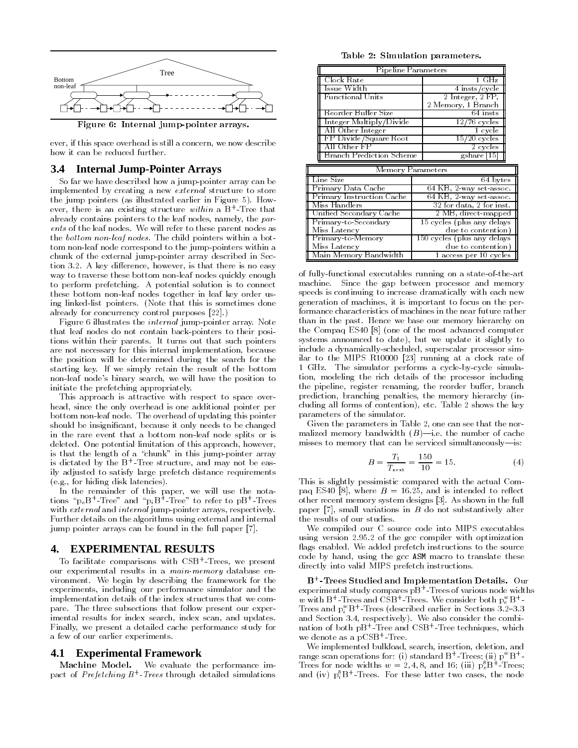Tree

Bottom non-leaf

Figure 6: Internal jump-pointer arrays.

ever, if this space overhead is still a concern, we now describe how it can be reduced further.

### 3.4 Internal Jump-Pointer Arrays

So far we have described how a jump-pointer array can be implemented by creating a new *external* structure to store the jump pointers (as illustrated earlier in Figure 5). However, there is an existing structure *within* a $B^+$-Tree that already contains pointers to the leaf nodes, namely, the *parents* of the leaf nodes. We will refer to these parent nodes as the *bottom non-leaf nodes*. The child pointers within a bottom non-leaf node correspond to the jump-pointers within a chunk of the external jump-pointer array described in Section 3.2. A key difference, however, is that there is no easy way to traverse these bottom non-leaf nodes quickly enough to perform prefetching. A potential solution is to connect these bottom non-leaf nodes together in leaf key order using linked-list pointers. (Note that this is sometimes done already for concurrency control purposes [22].)

Figure 6 illustrates the *internal* jump-pointer array. Note that leaf nodes do not contain back-pointers to their positions within their parents. It turns out that such pointers are not necessary for this internal implementation, because the position will be determined during the search for the starting key. If we simply retain the result of the bottom non-leaf node's binary search, we will have the position to initiate the prefetching appropriately.

This approach is attractive with respect to space overhead, since the only overhead is one additional pointer per bottom non-leaf node. The overhead of updating this pointer should be insignificant, because it only needs to be changed in the rare event that a bottom non-leaf node splits or is deleted. One potential limitation of this approach, however, is that the length of a "chunk" in this jump-pointer array is dictated by the $B^+$-Tree structure, and may not be easily adjusted to satisfy large prefetch distance requirements (e.g., for hiding disk latencies).

In the remainder of this paper, we will use the notations "$p_eB^+$-Tree" and "$p_iB^+$-Tree" to refer to $pB^+$-Trees with *external* and *internal* jump-pointer arrays, respectively. Further details on the algorithms using external and internal jump pointer arrays can be found in the full paper [7].

## 4. EXPERIMENTAL RESULTS

To facilitate comparisons with $CSB^+$-Trees, we present our experimental results in a *main-memory* database environment. We begin by describing the framework for the experiments, including our performance simulator and the implementation details of the index structures that we compare. The three subsections that follow present our experimental results for index search, index scan, and updates. Finally, we present a detailed cache performance study for a few of our earlier experiments.

### 4.1 Experimental Framework

**Machine Model.** We evaluate the performance impact of *Prefetching $B^+$-Trees* through detailed simulations of fully-functional executables running on a state-of-the-art machine. Since the gap between processor and memory speeds is continuing to increase dramatically with each new generation of machines, it is important to focus on the performance characteristics of machines in the near future rather than in the past. Hence we base our memory hierarchy on the Compaq ES40 [8] (one of the most advanced computer systems announced to date), but we update it slightly to include a dynamically-scheduled, superscalar processor similar to the MIPS R10000 [23] running at a clock rate of 1 GHz. The simulator performs a cycle-by-cycle simulation, modeling the rich details of the processor including the pipeline, register renaming, the reorder buffer, branch prediction, branching penalties, the memory hierarchy (including all forms of contention), etc. Table 2 shows the key parameters of the simulator.

Table 2: Simulation parameters.

| Pipeline Parameters | |
|---|---|
| Clock Rate | 1 GHz |
| Issue Width | 4 insts/cycle |
| Functional Units | 2 Integer, 2 FP, 2 Memory, 1 Branch |
| Reorder Buffer Size | 64 insts |
| Integer Multiply/Divide | 12/76 cycles |
| All Other Integer | 1 cycle |
| FP Divide/Square Root | 15/20 cycles |
| All Other FP | 2 cycles |
| Branch Prediction Scheme | gshare [15] |

| Memory Parameters | |
|---|---|
| Line Size | 64 bytes |
| Primary Data Cache | 64 KB, 2-way set-assoc. |
| Primary Instruction Cache | 64 KB, 2-way set-assoc. |
| Miss Handlers | 32 for data, 2 for inst. |
| Unified Secondary Cache | 2 MB, direct-mapped |
| Primary-to-Secondary Miss Latency | 15 cycles (plus any delays due to contention) |
| Primary-to-Memory Miss Latency | 150 cycles (plus any delays due to contention) |
| Main Memory Bandwidth | 1 access per 10 cycles |

Given the parameters in Table 2, one can see that the normalized memory bandwidth ($B$)—i.e. the number of cache misses to memory that can be serviced simultaneously—is:

$$B = \frac{T_1}{T_{next}} = \frac{150}{10} = 15. \quad (4)$$

This is slightly pessimistic compared with the actual Compaq ES40 [8], where $B = 16.25$, and is intended to reflect other recent memory system designs [3]. As shown in the full paper [7], small variations in $B$ do not substantively alter the results of our studies.

We compiled our C source code into MIPS executables using version 2.95.2 of the gcc compiler with optimization flags enabled. We added prefetch instructions to the source code by hand, using the gcc `ASM` macro to translate these directly into valid MIPS prefetch instructions.

**$B^+$-Trees Studied and Implementation Details.** Our experimental study compares $pB^+$-Trees of various node widths $w$ with $B^+$-Trees and $CSB^+$-Trees. We consider both $p_e^wB^+$-Trees and $p_i^wB^+$-Trees (described earlier in Sections 3.2–3.3 and Section 3.4, respectively). We also consider the combination of both $pB^+$-Tree and $CSB^+$-Tree techniques, which we denote as a $pCSB^+$-Tree.

We implemented bulkload, search, insertion, deletion, and range scan operations for: (i) standard $B^+$-Trees; (ii) $p^wB^+$-Trees for node widths $w = 2, 4, 8$, and $16$; (iii) $p_e^8B^+$-Trees; and (iv) $p_i^8B^+$-Trees. For these latter two cases, the node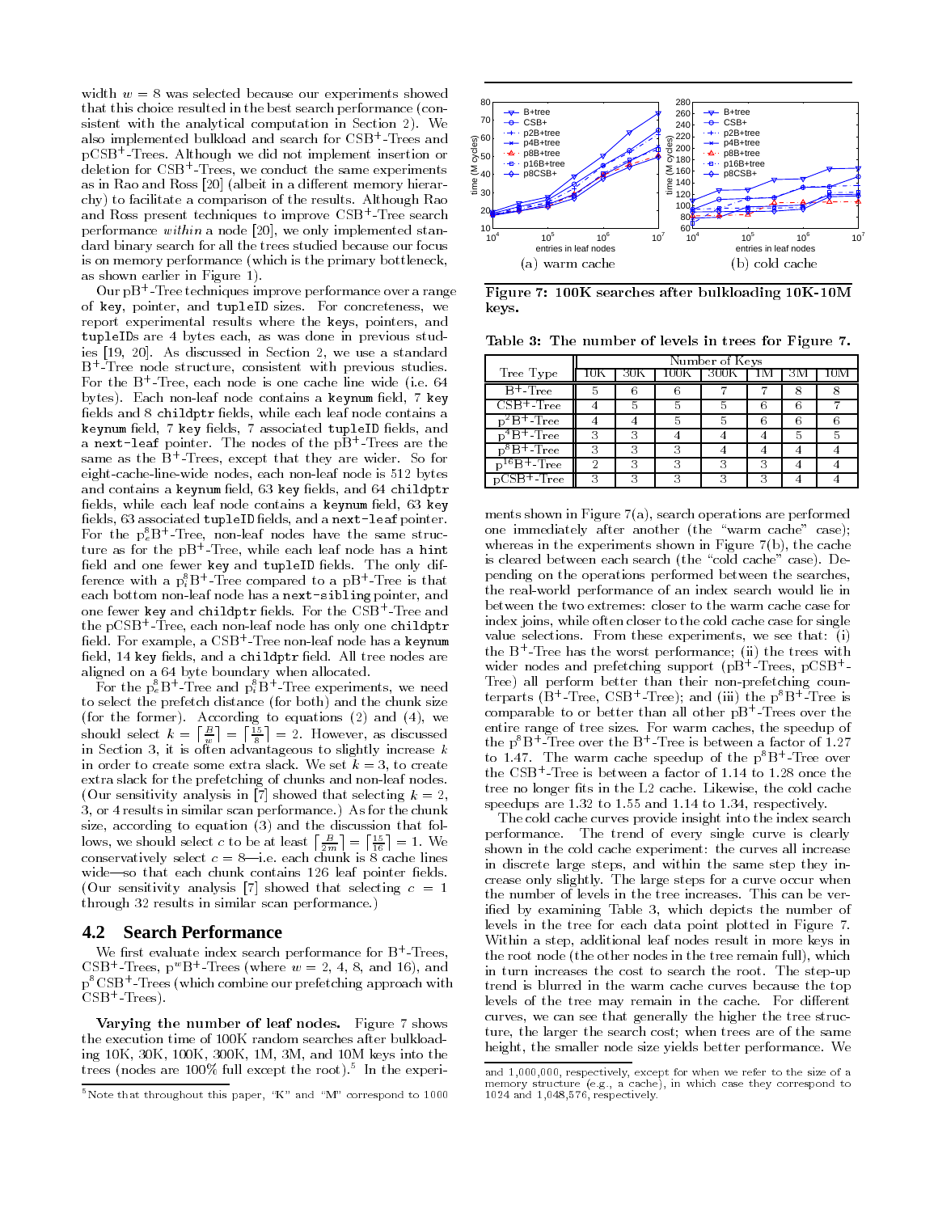width $w = 8$ was selected because our experiments showed that this choice resulted in the best search performance (consistent with the analytical computation in Section 2). We also implemented bulkload and search for CSB$^+$-Trees and pCSB$^+$-Trees. Although we did not implement insertion or deletion for CSB$^+$-Trees, we conduct the same experiments as in Rao and Ross [20] (albeit in a different memory hierarchy) to facilitate a comparison of the results. Although Rao and Ross present techniques to improve CSB$^+$-Tree search performance *within* a node [20], we only implemented standard binary search for all the trees studied because our focus is on memory performance (which is the primary bottleneck, as shown earlier in Figure 1).

Our pB$^+$-Tree techniques improve performance over a range of `key`, pointer, and `tupleID` sizes. For concreteness, we report experimental results where the `key`s, pointers, and `tupleID`s are 4 bytes each, as was done in previous studies [19, 20]. As discussed in Section 2, we use a standard B$^+$-Tree node structure, consistent with previous studies. For the B$^+$-Tree, each node is one cache line wide (i.e. 64 bytes). Each non-leaf node contains a `keynum` field, 7 `key` fields and 8 `childptr` fields, while each leaf node contains a `keynum` field, 7 `key` fields, 7 associated `tupleID` fields, and a `next-leaf` pointer. The nodes of the pB$^+$-Trees are the same as the B$^+$-Trees, except that they are wider. So for eight-cache-line-wide nodes, each non-leaf node is 512 bytes and contains a `keynum` field, 63 `key` fields, and 64 `childptr` fields, while each leaf node contains a `keynum` field, 63 `key` fields, 63 associated `tupleID` fields, and a `next-leaf` pointer. For the $p^8_eB^+$-Tree, non-leaf nodes have the same structure as for the pB$^+$-Tree, while each leaf node has a `hint` field and one fewer `key` and `tupleID` fields. The only difference with a $p^8_iB^+$-Tree compared to a pB$^+$-Tree is that each bottom non-leaf node has a `next-sibling` pointer, and one fewer `key` and `childptr` fields. For the CSB$^+$-Tree and the pCSB$^+$-Tree, each non-leaf node has only one `childptr` field. For example, a CSB$^+$-Tree non-leaf node has a `keynum` field, 14 `key` fields, and a `childptr` field. All tree nodes are aligned on a 64 byte boundary when allocated.

For the $p^8_eB^+$-Tree and $p^8_iB^+$-Tree experiments, we need to select the prefetch distance (for both) and the chunk size (for the former). According to equations (2) and (4), we should select $k = \lceil \frac{B}{w} \rceil = \lceil \frac{15}{8} \rceil = 2$. However, as discussed in Section 3, it is often advantageous to slightly increase $k$ in order to create some extra slack. We set $k = 3$, to create extra slack for the prefetching of chunks and non-leaf nodes. (Our sensitivity analysis in [7] showed that selecting $k = 2$, 3, or 4 results in similar scan performance.) As for the chunk size, according to equation (3) and the discussion that follows, we should select $c$ to be at least $\lceil \frac{B}{2m} \rceil = \lceil \frac{15}{16} \rceil = 1$. We conservatively select $c = 8$—i.e. each chunk is 8 cache lines wide—so that each chunk contains 126 leaf pointer fields. (Our sensitivity analysis [7] showed that selecting $c = 1$ through 32 results in similar scan performance.)

## 4.2 Search Performance

We first evaluate index search performance for B$^+$-Trees, CSB$^+$-Trees, $p^wB^+$-Trees (where $w$ = 2, 4, 8, and 16), and $p^8CSB^+$-Trees (which combine our prefetching approach with CSB$^+$-Trees).

**Varying the number of leaf nodes.** Figure 7 shows the execution time of 100K random searches after bulkloading 10K, 30K, 100K, 300K, 1M, 3M, and 10M keys into the trees (nodes are 100% full except the root).[5] In the experiments shown in Figure 7(a), search operations are performed one immediately after another (the "warm cache" case); whereas in the experiments shown in Figure 7(b), the cache is cleared between each search (the "cold cache" case). Depending on the operations performed between the searches, the real-world performance of an index search would lie in between the two extremes: closer to the warm cache case for index joins, while often closer to the cold cache case for single value selections. From these experiments, we see that: (i) the B$^+$-Tree has the worst performance; (ii) the trees with wider nodes and prefetching support (pB$^+$-Trees, pCSB$^+$-Tree) all perform better than their non-prefetching counterparts (B$^+$-Tree, CSB$^+$-Tree); and (iii) the $p^8B^+$-Tree is comparable to or better than all other pB$^+$-Trees over the entire range of tree sizes. For warm caches, the speedup of the $p^8B^+$-Tree over the B$^+$-Tree is between a factor of 1.27 to 1.47. The warm cache speedup of the $p^8B^+$-Tree over the CSB$^+$-Tree is between a factor of 1.14 to 1.28 once the tree no longer fits in the L2 cache. Likewise, the cold cache speedups are 1.32 to 1.55 and 1.14 to 1.34, respectively.

(a) warm cache (b) cold cache

**Figure 7: 100K searches after bulkloading 10K-10M keys.**

**Table 3: The number of levels in trees for Figure 7.**

| Tree Type | Number of Keys | | | | | | |
|---|---|---|---|---|---|---|---|
| | 10K | 30K | 100K | 300K | 1M | 3M | 10M |
| B$^+$-Tree | 5 | 6 | 6 | 7 | 7 | 8 | 8 |
| CSB$^+$-Tree | 4 | 5 | 5 | 5 | 6 | 6 | 7 |
| $p^2B^+$-Tree | 4 | 4 | 5 | 5 | 6 | 6 | 6 |
| $p^4B^+$-Tree | 3 | 3 | 4 | 4 | 4 | 5 | 5 |
| $p^8B^+$-Tree | 3 | 3 | 3 | 4 | 4 | 4 | 4 |
| $p^{16}B^+$-Tree | 2 | 3 | 3 | 3 | 3 | 4 | 4 |
| pCSB$^+$-Tree | 3 | 3 | 3 | 3 | 3 | 4 | 4 |

The cold cache curves provide insight into the index search performance. The trend of every single curve is clearly shown in the cold cache experiment: the curves all increase in discrete large steps, and within the same step they increase only slightly. The large steps for a curve occur when the number of levels in the tree increases. This can be verified by examining Table 3, which depicts the number of levels in the tree for each data point plotted in Figure 7. Within a step, additional leaf nodes result in more keys in the root node (the other nodes in the tree remain full), which in turn increases the cost to search the root. The step-up trend is blurred in the warm cache curves because the top levels of the tree may remain in the cache. For different curves, we can see that generally the higher the tree structure, the larger the search cost; when trees are of the same height, the smaller node size yields better performance. We

[5] Note that throughout this paper, "K" and "M" correspond to 1000 and 1,000,000, respectively, except for when we refer to the size of a memory structure (e.g., a cache), in which case they correspond to 1024 and 1,048,576, respectively.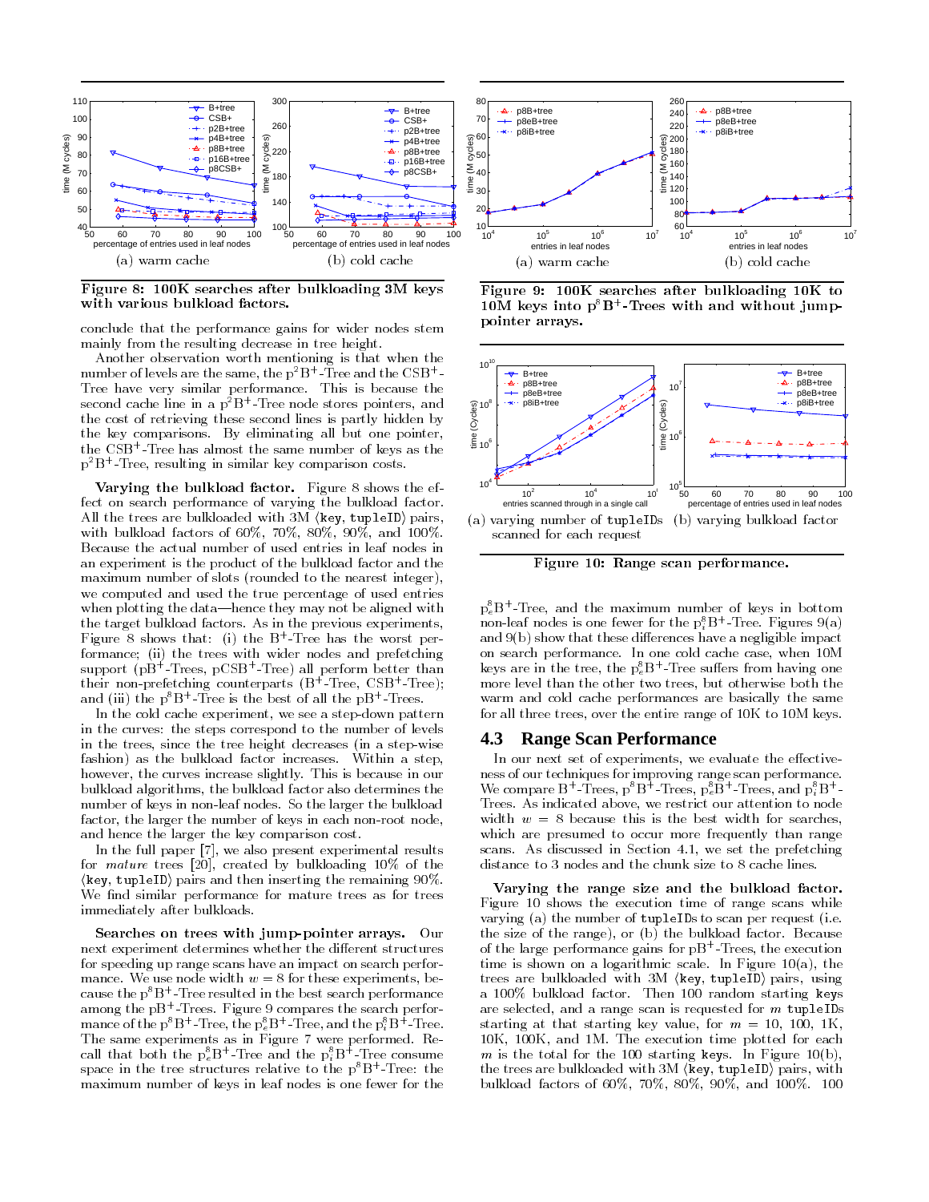Figure 8: 100K searches after bulkloading 3M keys with various bulkload factors.

(a) warm cache (b) cold cache

Figure 9: 100K searches after bulkloading 10K to 10M keys into $p^8B^+$-Trees with and without jump-pointer arrays.

(a) warm cache (b) cold cache

conclude that the performance gains for wider nodes stem mainly from the resulting decrease in tree height.

Another observation worth mentioning is that when the number of levels are the same, the $p^2B^+$-Tree and the $CSB^+$-Tree have very similar performance. This is because the second cache line in a $p^2B^+$-Tree node stores pointers, and the cost of retrieving these second lines is partly hidden by the key comparisons. By eliminating all but one pointer, the $CSB^+$-Tree has almost the same number of keys as the $p^2B^+$-Tree, resulting in similar key comparison costs.

**Varying the bulkload factor.** Figure 8 shows the effect on search performance of varying the bulkload factor. All the trees are bulkloaded with 3M ⟨key, tupleID⟩ pairs, with bulkload factors of 60%, 70%, 80%, 90%, and 100%. Because the actual number of used entries in leaf nodes in an experiment is the product of the bulkload factor and the maximum number of slots (rounded to the nearest integer), we computed and used the true percentage of used entries when plotting the data—hence they may not be aligned with the target bulkload factors. As in the previous experiments, Figure 8 shows that: (i) the $B^+$-Tree has the worst performance; (ii) the trees with wider nodes and prefetching support ($pB^+$-Trees, $pCSB^+$-Tree) all perform better than their non-prefetching counterparts ($B^+$-Tree, $CSB^+$-Tree); and (iii) the $p^8B^+$-Tree is the best of all the $pB^+$-Trees.

In the cold cache experiment, we see a step-down pattern in the curves: the steps correspond to the number of levels in the trees, since the tree height decreases (in a step-wise fashion) as the bulkload factor increases. Within a step, however, the curves increase slightly. This is because in our bulkload algorithms, the bulkload factor also determines the number of keys in non-leaf nodes. So the larger the bulkload factor, the larger the number of keys in each non-root node, and hence the larger the key comparison cost.

In the full paper [7], we also present experimental results for *mature* trees [20], created by bulkloading 10% of the ⟨key, tupleID⟩ pairs and then inserting the remaining 90%. We find similar performance for mature trees as for trees immediately after bulkloads.

**Searches on trees with jump-pointer arrays.** Our next experiment determines whether the different structures for speeding up range scans have an impact on search performance. We use node width $w = 8$ for these experiments, because the $p^8B^+$-Tree resulted in the best search performance among the $pB^+$-Trees. Figure 9 compares the search performance of the $p^8B^+$-Tree, the $p^8_eB^+$-Tree, and the $p^8_iB^+$-Tree. The same experiments as in Figure 7 were performed. Recall that both the $p^8_eB^+$-Tree and the $p^8_iB^+$-Tree consume space in the tree structures relative to the $p^8B^+$-Tree: the maximum number of keys in leaf nodes is one fewer for the $p^8_eB^+$-Tree, and the maximum number of keys in bottom non-leaf nodes is one fewer for the $p^8_iB^+$-Tree. Figures 9(a) and 9(b) show that these differences have a negligible impact on search performance. In one cold cache case, when 10M keys are in the tree, the $p^8_eB^+$-Tree suffers from having one more level than the other two trees, but otherwise both the warm and cold cache performances are basically the same for all three trees, over the entire range of 10K to 10M keys.

## 4.3 Range Scan Performance

In our next set of experiments, we evaluate the effectiveness of our techniques for improving range scan performance. We compare $B^+$-Trees, $p^8B^+$-Trees, $p^8_eB^+$-Trees, and $p^8_iB^+$-Trees. As indicated above, we restrict our attention to node width $w = 8$ because this is the best width for searches, which are presumed to occur more frequently than range scans. As discussed in Section 4.1, we set the prefetching distance to 3 nodes and the chunk size to 8 cache lines.

(a) varying number of tupleIDs scanned for each request (b) varying bulkload factor

Figure 10: Range scan performance.

**Varying the range size and the bulkload factor.** Figure 10 shows the execution time of range scans while varying (a) the number of tupleIDs to scan per request (i.e. the size of the range), or (b) the bulkload factor. Because of the large performance gains for $pB^+$-Trees, the execution time is shown on a logarithmic scale. In Figure 10(a), the trees are bulkloaded with 3M ⟨key, tupleID⟩ pairs, using a 100% bulkload factor. Then 100 random starting keys are selected, and a range scan is requested for $m$ tupleIDs starting at that starting key value, for $m$ = 10, 100, 1K, 10K, 100K, and 1M. The execution time plotted for each $m$ is the total for the 100 starting keys. In Figure 10(b), the trees are bulkloaded with 3M ⟨key, tupleID⟩ pairs, with bulkload factors of 60%, 70%, 80%, 90%, and 100%. 100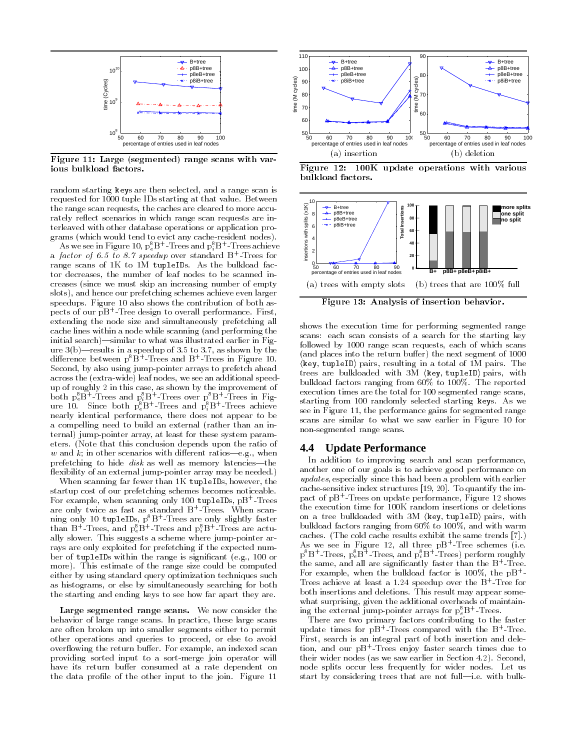Figure 11: Large (segmented) range scans with various bulkload factors.

random starting keys are then selected, and a range scan is requested for 1000 tuple IDs starting at that value. Between the range scan requests, the caches are cleared to more accurately reflect scenarios in which range scan requests are interleaved with other database operations or application programs (which would tend to evict any cache-resident nodes).

As we see in Figure 10, $p_e^8B^+$-Trees and $p_i^8B^+$-Trees achieve a *factor of 6.5 to 8.7 speedup* over standard $B^+$-Trees for range scans of 1K to 1M tupleIDs. As the bulkload factor decreases, the number of leaf nodes to be scanned increases (since we must skip an increasing number of empty slots), and hence our prefetching schemes achieve even larger speedups. Figure 10 also shows the contribution of both aspects of our $pB^+$-Tree design to overall performance. First, extending the node size and simultaneously prefetching all cache lines within a node while scanning (and performing the initial search)—similar to what was illustrated earlier in Figure 3(b)—results in a speedup of 3.5 to 3.7, as shown by the difference between $p^8B^+$-Trees and $B^+$-Trees in Figure 10. Second, by also using jump-pointer arrays to prefetch ahead across the (extra-wide) leaf nodes, we see an additional speedup of roughly 2 in this case, as shown by the improvement of both $p_e^8B^+$-Trees and $p_i^8B^+$-Trees over $p^8B^+$-Trees in Figure 10. Since both $p_e^8B^+$-Trees and $p_i^8B^+$-Trees achieve nearly identical performance, there does not appear to be a compelling need to build an external (rather than an internal) jump-pointer array, at least for these system parameters. (Note that this conclusion depends upon the ratio of $w$ and $k$; in other scenarios with different ratios—e.g., when prefetching to hide *disk* as well as memory latencies—the flexibility of an external jump-pointer array may be needed.)

When scanning far fewer than 1K tupleIDs, however, the startup cost of our prefetching schemes becomes noticeable. For example, when scanning only 100 tupleIDs, $pB^+$-Trees are only twice as fast as standard $B^+$-Trees. When scanning only 10 tupleIDs, $p^8B^+$-Trees are only slightly faster than $B^+$-Trees, and $p_e^8B^+$-Trees and $p_i^8B^+$-Trees are actually slower. This suggests a scheme where jump-pointer arrays are only exploited for prefetching if the expected number of tupleIDs within the range is significant (e.g., 100 or more). This estimate of the range size could be computed either by using standard query optimization techniques such as histograms, or else by simultaneously searching for both the starting and ending keys to see how far apart they are.

**Large segmented range scans.** We now consider the behavior of large range scans. In practice, these large scans are often broken up into smaller segments either to permit other operations and queries to proceed, or else to avoid overflowing the return buffer. For example, an indexed scan providing sorted input to a sort-merge join operator will have its return buffer consumed at a rate dependent on the data profile of the other input to the join. Figure 11 shows the execution time for performing segmented range scans: each scan consists of a search for the starting key followed by 1000 range scan requests, each of which scans (and places into the return buffer) the next segment of 1000 ⟨key, tupleID⟩ pairs, resulting in a total of 1M pairs. The trees are bulkloaded with 3M ⟨key, tupleID⟩ pairs, with bulkload factors ranging from 60% to 100%. The reported execution times are the total for 100 segmented range scans, starting from 100 randomly selected starting keys. As we see in Figure 11, the performance gains for segmented range scans are similar to what we saw earlier in Figure 10 for non-segmented range scans.

Figure 12: 100K update operations with various bulkload factors. (a) insertion (b) deletion

Figure 13: Analysis of insertion behavior. (a) trees with empty slots (b) trees that are 100% full

## 4.4 Update Performance

In addition to improving search and scan performance, another one of our goals is to achieve good performance on *updates*, especially since this had been a problem with earlier cache-sensitive index structures [19, 20]. To quantify the impact of $pB^+$-Trees on update performance, Figure 12 shows the execution time for 100K random insertions or deletions on a tree bulkloaded with 3M ⟨key, tupleID⟩ pairs, with bulkload factors ranging from 60% to 100%, and with warm caches. (The cold cache results exhibit the same trends [7].) As we see in Figure 12, all three $pB^+$-Tree schemes (i.e. $p^8B^+$-Trees, $p_e^8B^+$-Trees, and $p_i^8B^+$-Trees) perform roughly the same, and all are significantly faster than the $B^+$-Tree. For example, when the bulkload factor is 100%, the $pB^+$-Trees achieve at least a 1.24 speedup over the $B^+$-Tree for both insertions and deletions. This result may appear somewhat surprising, given the additional overheads of maintaining the external jump-pointer arrays for $p_e^8B^+$-Trees.

There are two primary factors contributing to the faster update times for $pB^+$-Trees compared with the $B^+$-Tree. First, search is an integral part of both insertion and deletion, and our $pB^+$-Trees enjoy faster search times due to their wider nodes (as we saw earlier in Section 4.2). Second, node splits occur less frequently for wider nodes. Let us start by considering trees that are not full—i.e. with bulk-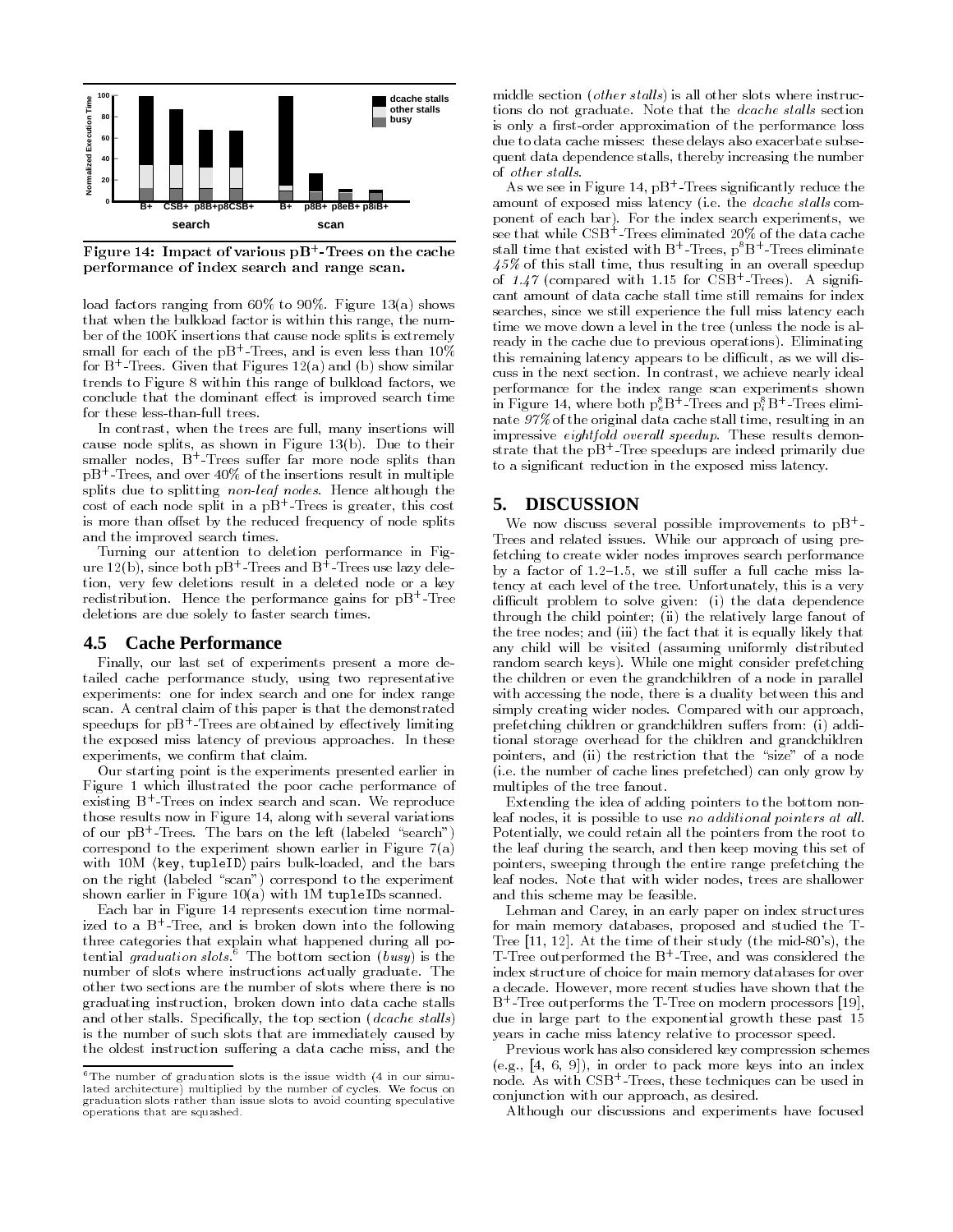Figure 14: Impact of various pB+-Trees on the cache performance of index search and range scan.

load factors ranging from 60% to 90%. Figure 13(a) shows that when the bulkload factor is within this range, the number of the 100K insertions that cause node splits is extremely small for each of the pB+-Trees, and is even less than 10% for B+-Trees. Given that Figures 12(a) and (b) show similar trends to Figure 8 within this range of bulkload factors, we conclude that the dominant effect is improved search time for these less-than-full trees.

In contrast, when the trees are full, many insertions will cause node splits, as shown in Figure 13(b). Due to their smaller nodes, B+-Trees suffer far more node splits than pB+-Trees, and over 40% of the insertions result in multiple splits due to splitting *non-leaf nodes*. Hence although the cost of each node split in a pB+-Trees is greater, this cost is more than offset by the reduced frequency of node splits and the improved search times.

Turning our attention to deletion performance in Figure 12(b), since both pB+-Trees and B+-Trees use lazy deletion, very few deletions result in a deleted node or a key redistribution. Hence the performance gains for pB+-Tree deletions are due solely to faster search times.

## 4.5 Cache Performance

Finally, our last set of experiments present a more detailed cache performance study, using two representative experiments: one for index search and one for index range scan. A central claim of this paper is that the demonstrated speedups for pB+-Trees are obtained by effectively limiting the exposed miss latency of previous approaches. In these experiments, we confirm that claim.

Our starting point is the experiments presented earlier in Figure 1 which illustrated the poor cache performance of existing B+-Trees on index search and scan. We reproduce those results now in Figure 14, along with several variations of our pB+-Trees. The bars on the left (labeled "search") correspond to the experiment shown earlier in Figure 7(a) with 10M ⟨`key`, `tupleID`⟩ pairs bulk-loaded, and the bars on the right (labeled "scan") correspond to the experiment shown earlier in Figure 10(a) with 1M `tupleID`s scanned.

Each bar in Figure 14 represents execution time normalized to a B+-Tree, and is broken down into the following three categories that explain what happened during all potential *graduation slots*.[6] The bottom section (*busy*) is the number of slots where instructions actually graduate. The other two sections are the number of slots where there is no graduating instruction, broken down into data cache stalls and other stalls. Specifically, the top section (*dcache stalls*) is the number of such slots that are immediately caused by the oldest instruction suffering a data cache miss, and the middle section (*other stalls*) is all other slots where instructions do not graduate. Note that the *dcache stalls* section is only a first-order approximation of the performance loss due to data cache misses: these delays also exacerbate subsequent data dependence stalls, thereby increasing the number of *other stalls*.

[6] The number of graduation slots is the issue width (4 in our simulated architecture) multiplied by the number of cycles. We focus on graduation slots rather than issue slots to avoid counting speculative operations that are squashed.

As we see in Figure 14, pB+-Trees significantly reduce the amount of exposed miss latency (i.e. the *dcache stalls* component of each bar). For the index search experiments, we see that while CSB+-Trees eliminated 20% of the data cache stall time that existed with B+-Trees, $p^8B^+$-Trees eliminate *45%* of this stall time, thus resulting in an overall speedup of *1.47* (compared with 1.15 for CSB+-Trees). A significant amount of data cache stall time still remains for index searches, since we still experience the full miss latency each time we move down a level in the tree (unless the node is already in the cache due to previous operations). Eliminating this remaining latency appears to be difficult, as we will discuss in the next section. In contrast, we achieve nearly ideal performance for the index range scan experiments shown in Figure 14, where both $p^8_eB^+$-Trees and $p^8_iB^+$-Trees eliminate *97%* of the original data cache stall time, resulting in an impressive *eightfold overall speedup*. These results demonstrate that the pB+-Tree speedups are indeed primarily due to a significant reduction in the exposed miss latency.

# 5. DISCUSSION

We now discuss several possible improvements to pB+-Trees and related issues. While our approach of using prefetching to create wider nodes improves search performance by a factor of 1.2–1.5, we still suffer a full cache miss latency at each level of the tree. Unfortunately, this is a very difficult problem to solve given: (i) the data dependence through the child pointer; (ii) the relatively large fanout of the tree nodes; and (iii) the fact that it is equally likely that any child will be visited (assuming uniformly distributed random search keys). While one might consider prefetching the children or even the grandchildren of a node in parallel with accessing the node, there is a duality between this and simply creating wider nodes. Compared with our approach, prefetching children or grandchildren suffers from: (i) additional storage overhead for the children and grandchildren pointers, and (ii) the restriction that the "size" of a node (i.e. the number of cache lines prefetched) can only grow by multiples of the tree fanout.

Extending the idea of adding pointers to the bottom non-leaf nodes, it is possible to use *no additional pointers at all*. Potentially, we could retain all the pointers from the root to the leaf during the search, and then keep moving this set of pointers, sweeping through the entire range prefetching the leaf nodes. Note that with wider nodes, trees are shallower and this scheme may be feasible.

Lehman and Carey, in an early paper on index structures for main memory databases, proposed and studied the T-Tree [11, 12]. At the time of their study (the mid-80's), the T-Tree outperformed the B+-Tree, and was considered the index structure of choice for main memory databases for over a decade. However, more recent studies have shown that the B+-Tree outperforms the T-Tree on modern processors [19], due in large part to the exponential growth these past 15 years in cache miss latency relative to processor speed.

Previous work has also considered key compression schemes (e.g., [4, 6, 9]), in order to pack more keys into an index node. As with CSB+-Trees, these techniques can be used in conjunction with our approach, as desired.

Although our discussions and experiments have focused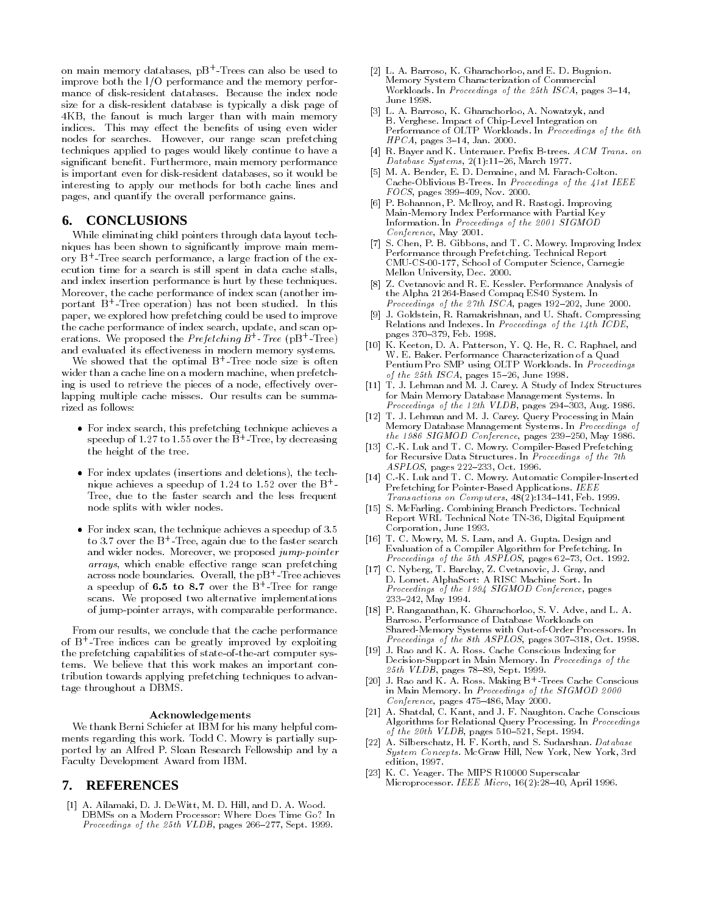on main memory databases, $pB^+$-Trees can also be used to improve both the I/O performance and the memory performance of disk-resident databases. Because the index node size for a disk-resident database is typically a disk page of 4KB, the fanout is much larger than with main memory indices. This may effect the benefits of using even wider nodes for searches. However, our range scan prefetching techniques applied to pages would likely continue to have a significant benefit. Furthermore, main memory performance is important even for disk-resident databases, so it would be interesting to apply our methods for both cache lines and pages, and quantify the overall performance gains.

## 6. CONCLUSIONS

While eliminating child pointers through data layout techniques has been shown to significantly improve main memory $B^+$-Tree search performance, a large fraction of the execution time for a search is still spent in data cache stalls, and index insertion performance is hurt by these techniques. Moreover, the cache performance of index scan (another important $B^+$-Tree operation) has not been studied. In this paper, we explored how prefetching could be used to improve the cache performance of index search, update, and scan operations. We proposed the *Prefetching $B^+$-Tree* ($pB^+$-Tree) and evaluated its effectiveness in modern memory systems.

We showed that the optimal $B^+$-Tree node size is often wider than a cache line on a modern machine, when prefetching is used to retrieve the pieces of a node, effectively overlapping multiple cache misses. Our results can be summarized as follows:

- For index search, this prefetching technique achieves a speedup of 1.27 to 1.55 over the $B^+$-Tree, by decreasing the height of the tree.
- For index updates (insertions and deletions), the technique achieves a speedup of 1.24 to 1.52 over the $B^+$-Tree, due to the faster search and the less frequent node splits with wider nodes.
- For index scan, the technique achieves a speedup of 3.5 to 3.7 over the $B^+$-Tree, again due to the faster search and wider nodes. Moreover, we proposed *jump-pointer arrays*, which enable effective range scan prefetching across node boundaries. Overall, the $pB^+$-Tree achieves a speedup of **6.5 to 8.7** over the $B^+$-Tree for range scans. We proposed two alternative implementations of jump-pointer arrays, with comparable performance.

From our results, we conclude that the cache performance of $B^+$-Tree indices can be greatly improved by exploiting the prefetching capabilities of state-of-the-art computer systems. We believe that this work makes an important contribution towards applying prefetching techniques to advantage throughout a DBMS.

### Acknowledgements

We thank Berni Schiefer at IBM for his many helpful comments regarding this work. Todd C. Mowry is partially supported by an Alfred P. Sloan Research Fellowship and by a Faculty Development Award from IBM.

## 7. REFERENCES

[1] A. Ailamaki, D. J. DeWitt, M. D. Hill, and D. A. Wood. DBMSs on a Modern Processor: Where Does Time Go? In *Proceedings of the 25th VLDB*, pages 266–277, Sept. 1999.

[2] L. A. Barroso, K. Gharachorloo, and E. D. Bugnion. Memory System Characterization of Commercial Workloads. In *Proceedings of the 25th ISCA*, pages 3–14, June 1998.

[3] L. A. Barroso, K. Gharachorloo, A. Nowatzyk, and B. Verghese. Impact of Chip-Level Integration on Performance of OLTP Workloads. In *Proceedings of the 6th HPCA*, pages 3–14, Jan. 2000.

[4] R. Bayer and K. Unterauer. Prefix B-trees. *ACM Trans. on Database Systems*, 2(1):11–26, March 1977.

[5] M. A. Bender, E. D. Demaine, and M. Farach-Colton. Cache-Oblivious B-Trees. In *Proceedings of the 41st IEEE FOCS*, pages 399–409, Nov. 2000.

[6] P. Bohannon, P. McIlroy, and R. Rastogi. Improving Main-Memory Index Performance with Partial Key Information. In *Proceedings of the 2001 SIGMOD Conference*, May 2001.

[7] S. Chen, P. B. Gibbons, and T. C. Mowry. Improving Index Performance through Prefetching. Technical Report CMU-CS-00-177, School of Computer Science, Carnegie Mellon University, Dec. 2000.

[8] Z. Cvetanovic and R. E. Kessler. Performance Analysis of the Alpha 21264-Based Compaq ES40 System. In *Proceedings of the 27th ISCA*, pages 192–202, June 2000.

[9] J. Goldstein, R. Ramakrishnan, and U. Shaft. Compressing Relations and Indexes. In *Proceedings of the 14th ICDE*, pages 370–379, Feb. 1998.

[10] K. Keeton, D. A. Patterson, Y. Q. He, R. C. Raphael, and W. E. Baker. Performance Characterization of a Quad Pentium Pro SMP using OLTP Workloads. In *Proceedings of the 25th ISCA*, pages 15–26, June 1998.

[11] T. J. Lehman and M. J. Carey. A Study of Index Structures for Main Memory Database Management Systems. In *Proceedings of the 12th VLDB*, pages 294–303, Aug. 1986.

[12] T. J. Lehman and M. J. Carey. Query Processing in Main Memory Database Management Systems. In *Proceedings of the 1986 SIGMOD Conference*, pages 239–250, May 1986.

[13] C.-K. Luk and T. C. Mowry. Compiler-Based Prefetching for Recursive Data Structures. In *Proceedings of the 7th ASPLOS*, pages 222–233, Oct. 1996.

[14] C.-K. Luk and T. C. Mowry. Automatic Compiler-Inserted Prefetching for Pointer-Based Applications. *IEEE Transactions on Computers*, 48(2):134–141, Feb. 1999.

[15] S. McFarling. Combining Branch Predictors. Technical Report WRL Technical Note TN-36, Digital Equipment Corporation, June 1993.

[16] T. C. Mowry, M. S. Lam, and A. Gupta. Design and Evaluation of a Compiler Algorithm for Prefetching. In *Proceedings of the 5th ASPLOS*, pages 62–73, Oct. 1992.

[17] C. Nyberg, T. Barclay, Z. Cvetanovic, J. Gray, and D. Lomet. AlphaSort: A RISC Machine Sort. In *Proceedings of the 1994 SIGMOD Conference*, pages 233–242, May 1994.

[18] P. Ranganathan, K. Gharachorloo, S. V. Adve, and L. A. Barroso. Performance of Database Workloads on Shared-Memory Systems with Out-of-Order Processors. In *Proceedings of the 8th ASPLOS*, pages 307–318, Oct. 1998.

[19] J. Rao and K. A. Ross. Cache Conscious Indexing for Decision-Support in Main Memory. In *Proceedings of the 25th VLDB*, pages 78–89, Sept. 1999.

[20] J. Rao and K. A. Ross. Making $B^+$-Trees Cache Conscious in Main Memory. In *Proceedings of the SIGMOD 2000 Conference*, pages 475–486, May 2000.

[21] A. Shatdal, C. Kant, and J. F. Naughton. Cache Conscious Algorithms for Relational Query Processing. In *Proceedings of the 20th VLDB*, pages 510–521, Sept. 1994.

[22] A. Silberschatz, H. F. Korth, and S. Sudarshan. *Database System Concepts*. McGraw Hill, New York, New York, 3rd edition, 1997.

[23] K. C. Yeager. The MIPS R10000 Superscalar Microprocessor. *IEEE Micro*, 16(2):28–40, April 1996.